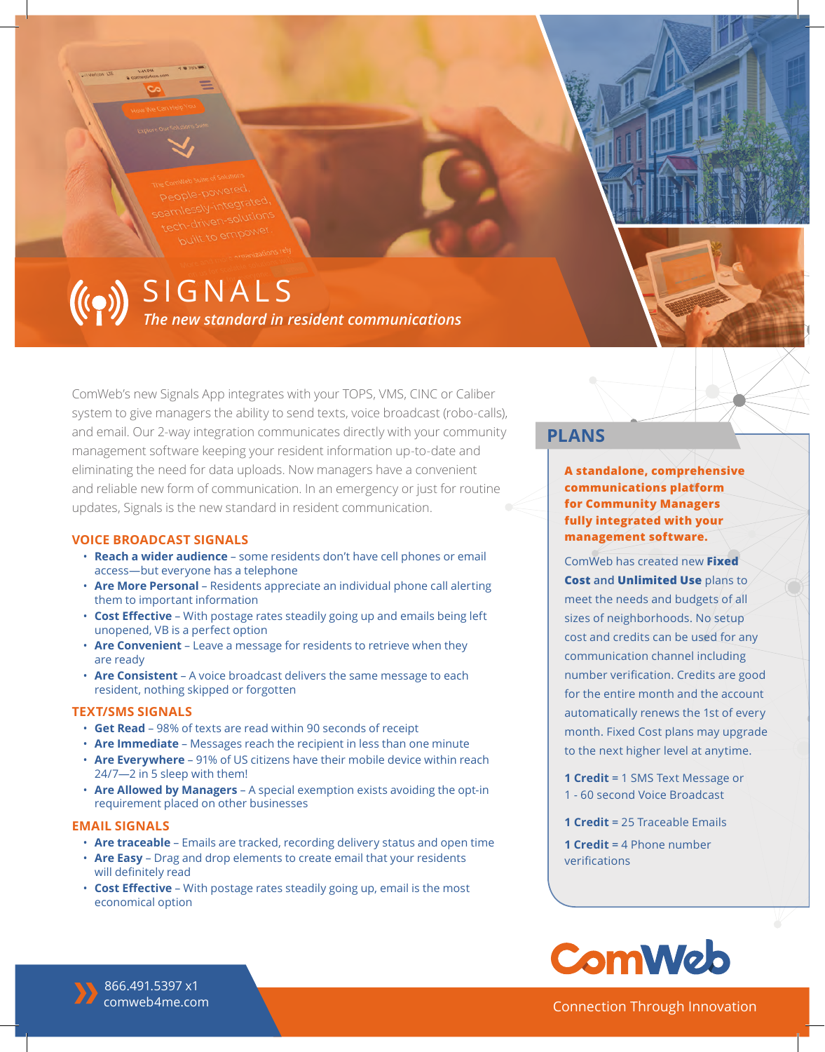# SIGNALS

*The new standard in resident communications*

ComWeb's new Signals App integrates with your TOPS, VMS, CINC or Caliber system to give managers the ability to send texts, voice broadcast (robo-calls), and email. Our 2-way integration communicates directly with your community management software keeping your resident information up-to-date and eliminating the need for data uploads. Now managers have a convenient and reliable new form of communication. In an emergency or just for routine updates, Signals is the new standard in resident communication.

## VOICE BROADCAST SIGNALS

- **Reach a wider audience** – some residents don't have cell phones or email access—but everyone has a telephone
- **Are More Personal** – Residents appreciate an individual phone call alerting them to important information
- **Cost Effective** – With postage rates steadily going up and emails being left unopened, VB is a perfect option
- **Are Convenient** – Leave a message for residents to retrieve when they are ready
- **Are Consistent** – A voice broadcast delivers the same message to each resident, nothing skipped or forgotten

## TEXT/SMS SIGNALS

- **Get Read** – 98% of texts are read within 90 seconds of receipt
- **Are Immediate** – Messages reach the recipient in less than one minute
- **Are Everywhere** – 91% of US citizens have their mobile device within reach 24/7—2 in 5 sleep with them!
- **Are Allowed by Managers** – A special exemption exists avoiding the opt-in requirement placed on other businesses

## EMAIL SIGNALS

- **Are traceable** – Emails are tracked, recording delivery status and open time
- **Are Easy** – Drag and drop elements to create email that your residents will definitely read
- **Cost Effective** – With postage rates steadily going up, email is the most economical option

## PLANS

**A standalone, comprehensive communications platform for Community Managers fully integrated with your management software.**

ComWeb has created new **Fixed Cost** and **Unlimited Use** plans to meet the needs and budgets of all sizes of neighborhoods. No setup cost and credits can be used for any communication channel including number verification. Credits are good for the entire month and the account automatically renews the 1st of every month. Fixed Cost plans may upgrade to the next higher level at anytime.

**1 Credit** = 1 SMS Text Message or 1 - 60 second Voice Broadcast

**1 Credit** = 25 Traceable Emails

**1 Credit** = 4 Phone number verifications

866.491.5397 x1
comweb4me.com

ComWeb
Connection Through Innovation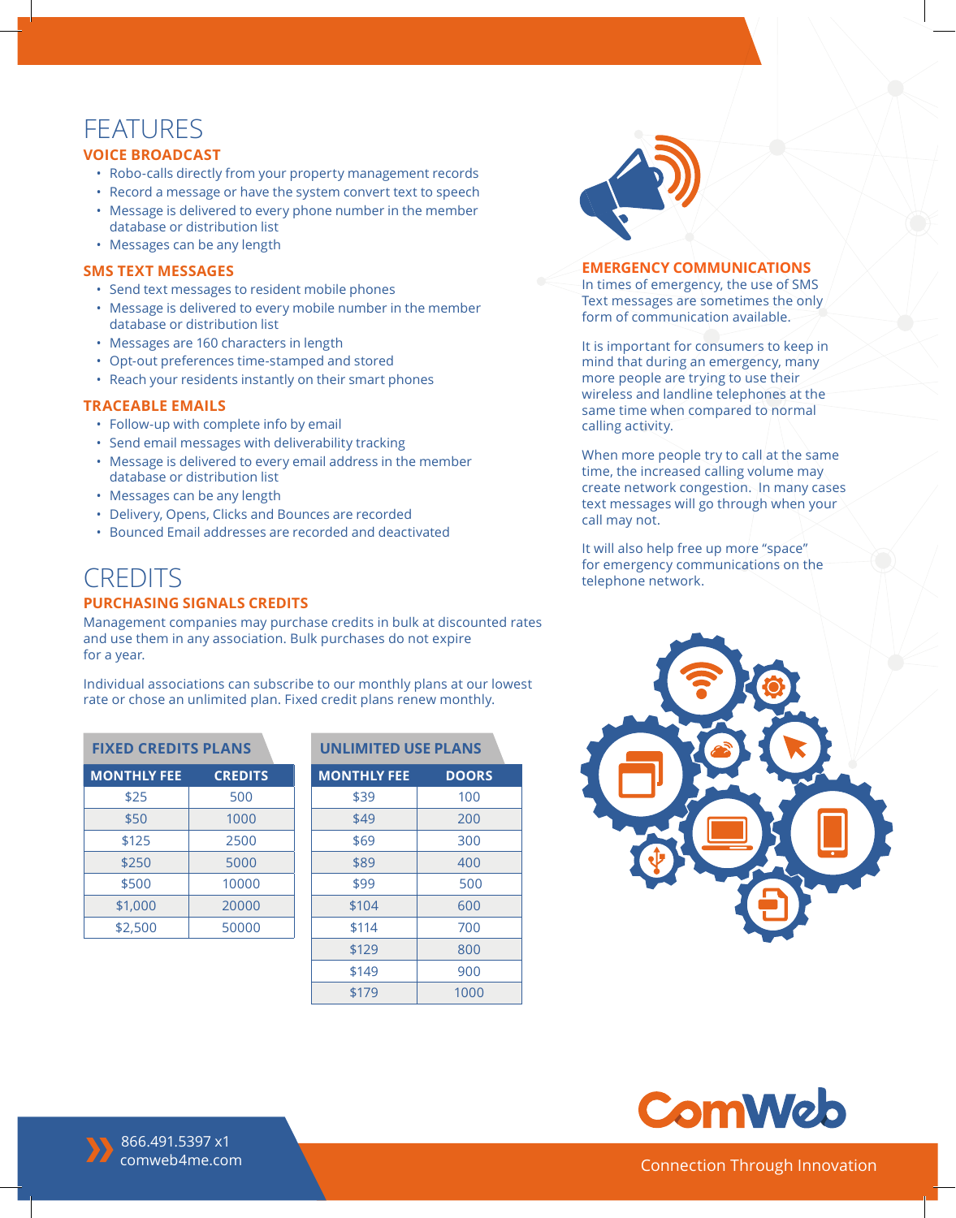# FEATURES

### VOICE BROADCAST

- Robo-calls directly from your property management records
- Record a message or have the system convert text to speech
- Message is delivered to every phone number in the member database or distribution list
- Messages can be any length

### SMS TEXT MESSAGES

- Send text messages to resident mobile phones
- Message is delivered to every mobile number in the member database or distribution list
- Messages are 160 characters in length
- Opt-out preferences time-stamped and stored
- Reach your residents instantly on their smart phones

### TRACEABLE EMAILS

- Follow-up with complete info by email
- Send email messages with deliverability tracking
- Message is delivered to every email address in the member database or distribution list
- Messages can be any length
- Delivery, Opens, Clicks and Bounces are recorded
- Bounced Email addresses are recorded and deactivated

# CREDITS

### PURCHASING SIGNALS CREDITS

Management companies may purchase credits in bulk at discounted rates and use them in any association. Bulk purchases do not expire for a year.

Individual associations can subscribe to our monthly plans at our lowest rate or chose an unlimited plan. Fixed credit plans renew monthly.

**FIXED CREDITS PLANS**

| MONTHLY FEE | CREDITS |
|---|---|
| $25 | 500 |
| $50 | 1000 |
| $125 | 2500 |
| $250 | 5000 |
| $500 | 10000 |
| $1,000 | 20000 |
| $2,500 | 50000 |

**UNLIMITED USE PLANS**

| MONTHLY FEE | DOORS |
|---|---|
| $39 | 100 |
| $49 | 200 |
| $69 | 300 |
| $89 | 400 |
| $99 | 500 |
| $104 | 600 |
| $114 | 700 |
| $129 | 800 |
| $149 | 900 |
| $179 | 1000 |

### EMERGENCY COMMUNICATIONS

In times of emergency, the use of SMS Text messages are sometimes the only form of communication available.

It is important for consumers to keep in mind that during an emergency, many more people are trying to use their wireless and landline telephones at the same time when compared to normal calling activity.

When more people try to call at the same time, the increased calling volume may create network congestion. In many cases text messages will go through when your call may not.

It will also help free up more "space" for emergency communications on the telephone network.

866.491.5397 x1
comweb4me.com

ComWeb

Connection Through Innovation